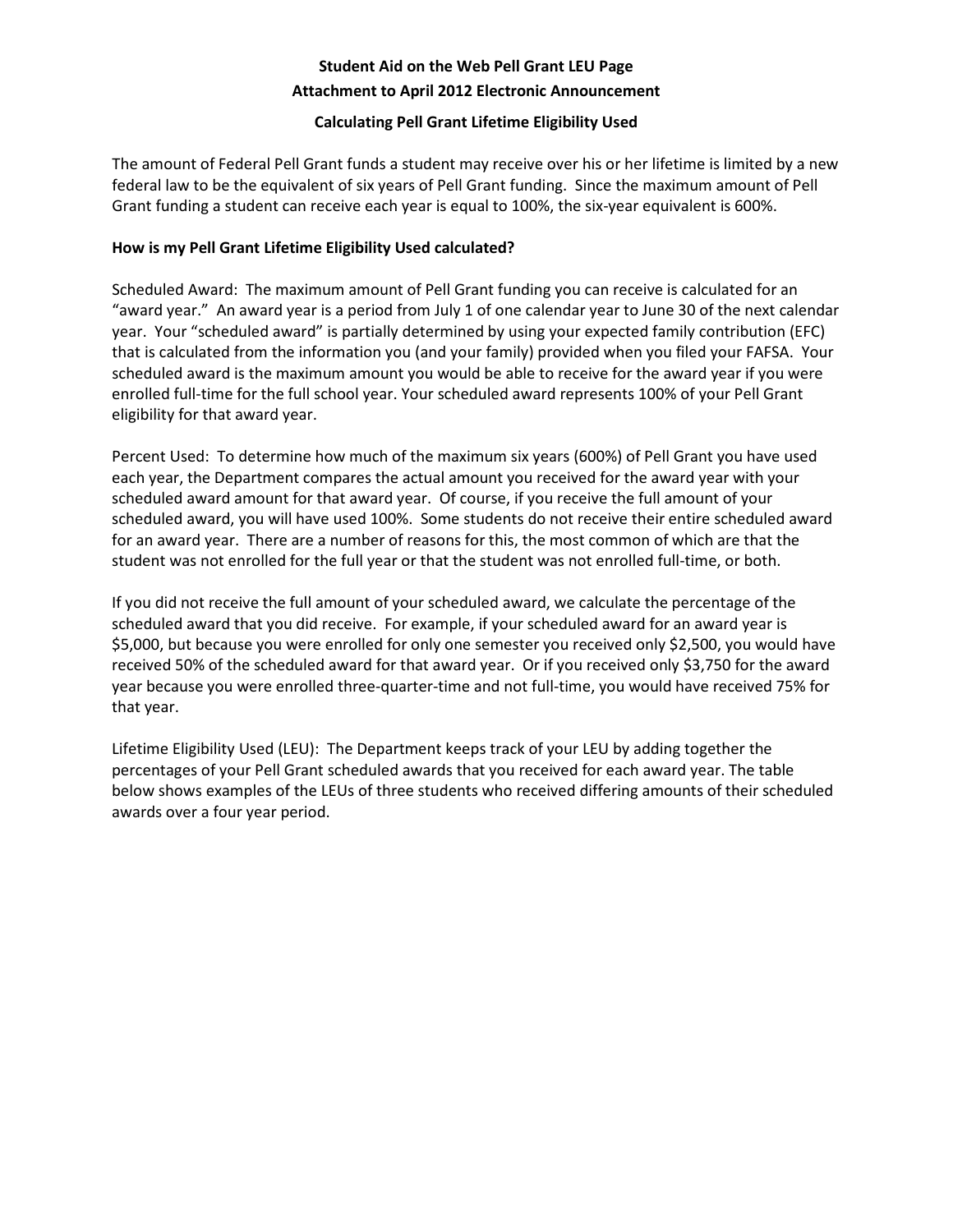**Student Aid on the Web Pell Grant LEU Page**

**Attachment to April 2012 Electronic Announcement**

**Calculating Pell Grant Lifetime Eligibility Used**

The amount of Federal Pell Grant funds a student may receive over his or her lifetime is limited by a new federal law to be the equivalent of six years of Pell Grant funding. Since the maximum amount of Pell Grant funding a student can receive each year is equal to 100%, the six-year equivalent is 600%.

**How is my Pell Grant Lifetime Eligibility Used calculated?**

Scheduled Award: The maximum amount of Pell Grant funding you can receive is calculated for an "award year." An award year is a period from July 1 of one calendar year to June 30 of the next calendar year. Your "scheduled award" is partially determined by using your expected family contribution (EFC) that is calculated from the information you (and your family) provided when you filed your FAFSA. Your scheduled award is the maximum amount you would be able to receive for the award year if you were enrolled full-time for the full school year. Your scheduled award represents 100% of your Pell Grant eligibility for that award year.

Percent Used: To determine how much of the maximum six years (600%) of Pell Grant you have used each year, the Department compares the actual amount you received for the award year with your scheduled award amount for that award year. Of course, if you receive the full amount of your scheduled award, you will have used 100%. Some students do not receive their entire scheduled award for an award year. There are a number of reasons for this, the most common of which are that the student was not enrolled for the full year or that the student was not enrolled full-time, or both.

If you did not receive the full amount of your scheduled award, we calculate the percentage of the scheduled award that you did receive. For example, if your scheduled award for an award year is $5,000, but because you were enrolled for only one semester you received only $2,500, you would have received 50% of the scheduled award for that award year. Or if you received only $3,750 for the award year because you were enrolled three-quarter-time and not full-time, you would have received 75% for that year.

Lifetime Eligibility Used (LEU): The Department keeps track of your LEU by adding together the percentages of your Pell Grant scheduled awards that you received for each award year. The table below shows examples of the LEUs of three students who received differing amounts of their scheduled awards over a four year period.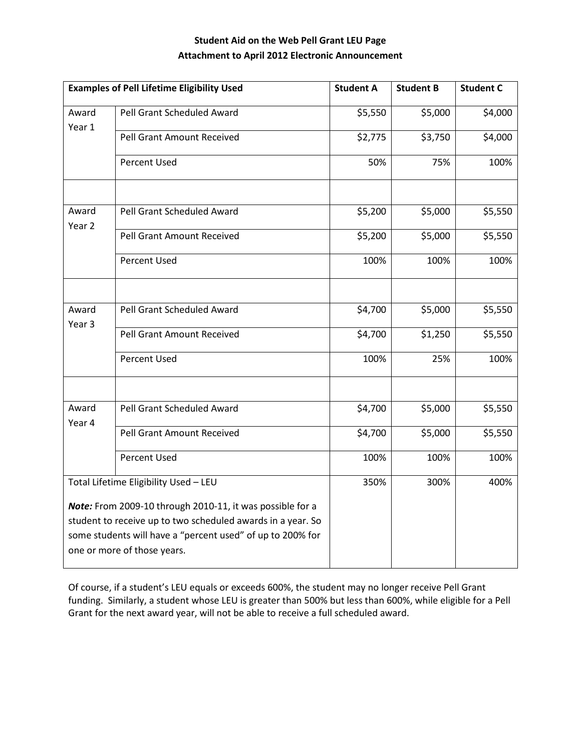**Student Aid on the Web Pell Grant LEU Page**

**Attachment to April 2012 Electronic Announcement**

| **Examples of Pell Lifetime Eligibility Used** | | **Student A** | **Student B** | **Student C** |
|---|---|---|---|---|
| Award Year 1 | Pell Grant Scheduled Award | $5,550 | $5,000 | $4,000 |
| | Pell Grant Amount Received | $2,775 | $3,750 | $4,000 |
| | Percent Used | 50% | 75% | 100% |
| | | | | |
| Award Year 2 | Pell Grant Scheduled Award | $5,200 | $5,000 | $5,550 |
| | Pell Grant Amount Received | $5,200 | $5,000 | $5,550 |
| | Percent Used | 100% | 100% | 100% |
| | | | | |
| Award Year 3 | Pell Grant Scheduled Award | $4,700 | $5,000 | $5,550 |
| | Pell Grant Amount Received | $4,700 | $1,250 | $5,550 |
| | Percent Used | 100% | 25% | 100% |
| | | | | |
| Award Year 4 | Pell Grant Scheduled Award | $4,700 | $5,000 | $5,550 |
| | Pell Grant Amount Received | $4,700 | $5,000 | $5,550 |
| | Percent Used | 100% | 100% | 100% |
| Total Lifetime Eligibility Used – LEU<br><br>***Note:*** From 2009-10 through 2010-11, it was possible for a student to receive up to two scheduled awards in a year. So some students will have a "percent used" of up to 200% for one or more of those years. | | 350% | 300% | 400% |

Of course, if a student's LEU equals or exceeds 600%, the student may no longer receive Pell Grant funding. Similarly, a student whose LEU is greater than 500% but less than 600%, while eligible for a Pell Grant for the next award year, will not be able to receive a full scheduled award.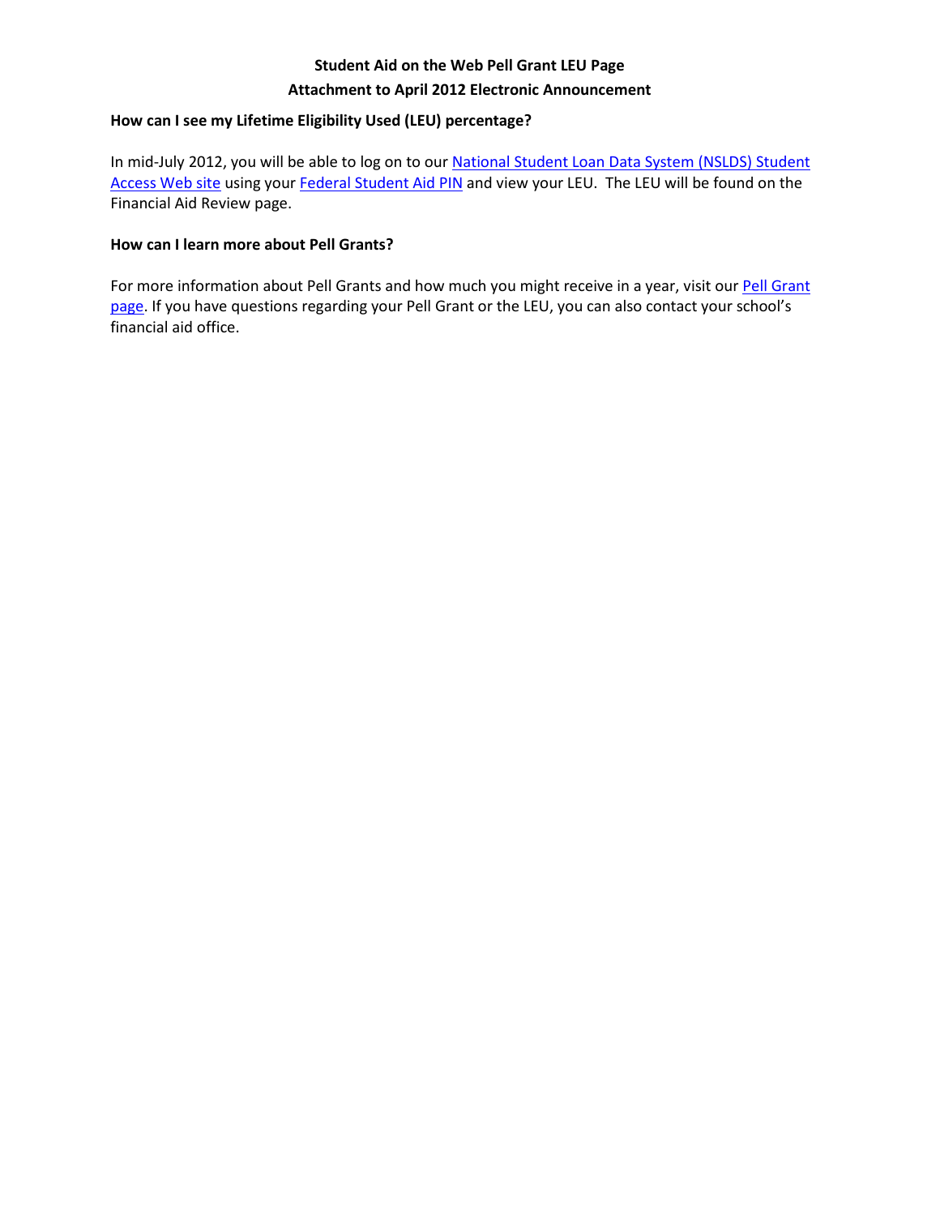**Student Aid on the Web Pell Grant LEU Page**
**Attachment to April 2012 Electronic Announcement**

**How can I see my Lifetime Eligibility Used (LEU) percentage?**

In mid-July 2012, you will be able to log on to our National Student Loan Data System (NSLDS) Student Access Web site using your Federal Student Aid PIN and view your LEU. The LEU will be found on the Financial Aid Review page.

**How can I learn more about Pell Grants?**

For more information about Pell Grants and how much you might receive in a year, visit our Pell Grant page. If you have questions regarding your Pell Grant or the LEU, you can also contact your school's financial aid office.